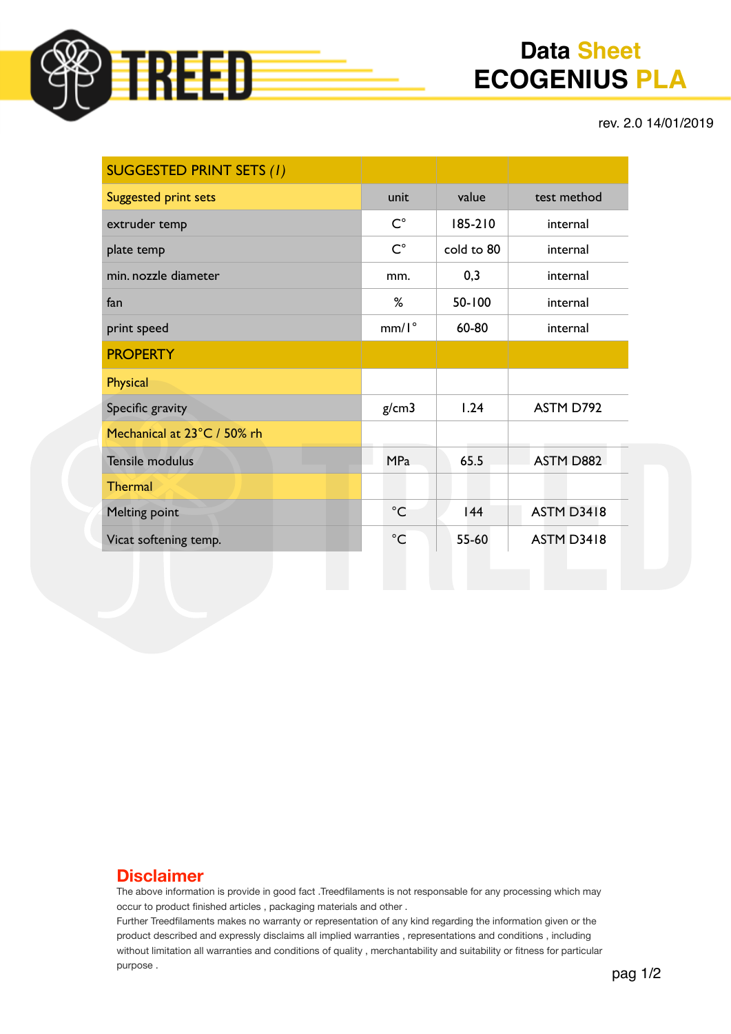# Data Sheet ECOGENIUS PLA

rev. 2.0 14/01/2019

| SUGGESTED PRINT SETS *(1)* | | | |
|---|---|---|---|
| Suggested print sets | unit | value | test method |
| extruder temp | C° | 185-210 | internal |
| plate temp | C° | cold to 80 | internal |
| min. nozzle diameter | mm. | 0,3 | internal |
| fan | % | 50-100 | internal |
| print speed | mm/1° | 60-80 | internal |
| **PROPERTY** | | | |
| Physical | | | |
| Specific gravity | g/cm3 | 1.24 | ASTM D792 |
| Mechanical at 23°C / 50% rh | | | |
| Tensile modulus | MPa | 65.5 | ASTM D882 |
| Thermal | | | |
| Melting point | °C | 144 | ASTM D3418 |
| Vicat softening temp. | °C | 55-60 | ASTM D3418 |

## Disclaimer

The above information is provide in good fact .Treedfilaments is not responsable for any processing which may occur to product finished articles , packaging materials and other .
Further Treedfilaments makes no warranty or representation of any kind regarding the information given or the product described and expressly disclaims all implied warranties , representations and conditions , including without limitation all warranties and conditions of quality , merchantability and suitability or fitness for particular purpose .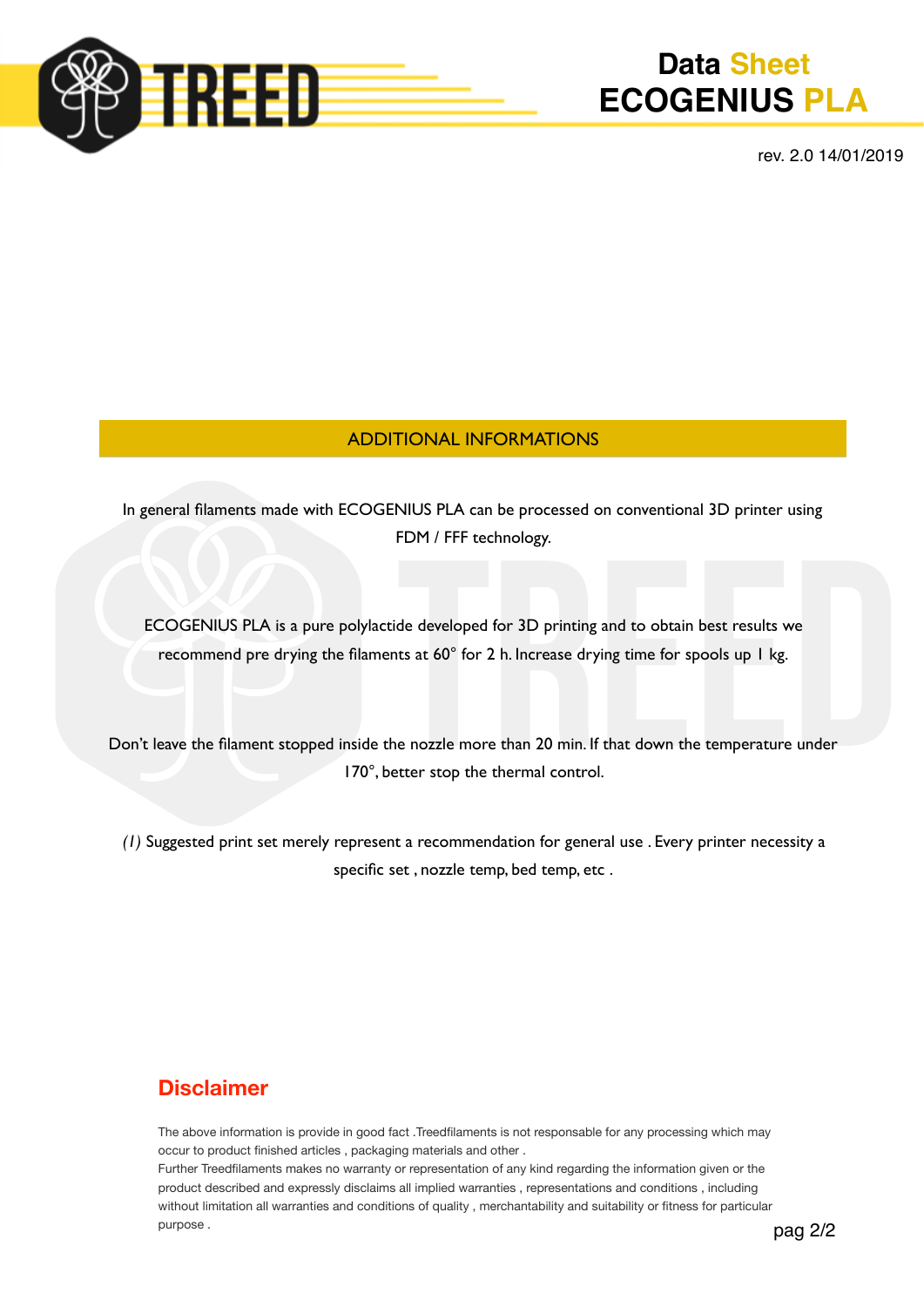# Data Sheet ECOGENIUS PLA

rev. 2.0 14/01/2019

## ADDITIONAL INFORMATIONS

In general filaments made with ECOGENIUS PLA can be processed on conventional 3D printer using FDM / FFF technology.

ECOGENIUS PLA is a pure polylactide developed for 3D printing and to obtain best results we recommend pre drying the filaments at 60° for 2 h. Increase drying time for spools up 1 kg.

Don't leave the filament stopped inside the nozzle more than 20 min. If that down the temperature under 170°, better stop the thermal control.

*(1)* Suggested print set merely represent a recommendation for general use . Every printer necessity a specific set , nozzle temp, bed temp, etc .

## Disclaimer

The above information is provide in good fact .Treedfilaments is not responsable for any processing which may occur to product finished articles , packaging materials and other .
Further Treedfilaments makes no warranty or representation of any kind regarding the information given or the product described and expressly disclaims all implied warranties , representations and conditions , including without limitation all warranties and conditions of quality , merchantability and suitability or fitness for particular purpose .